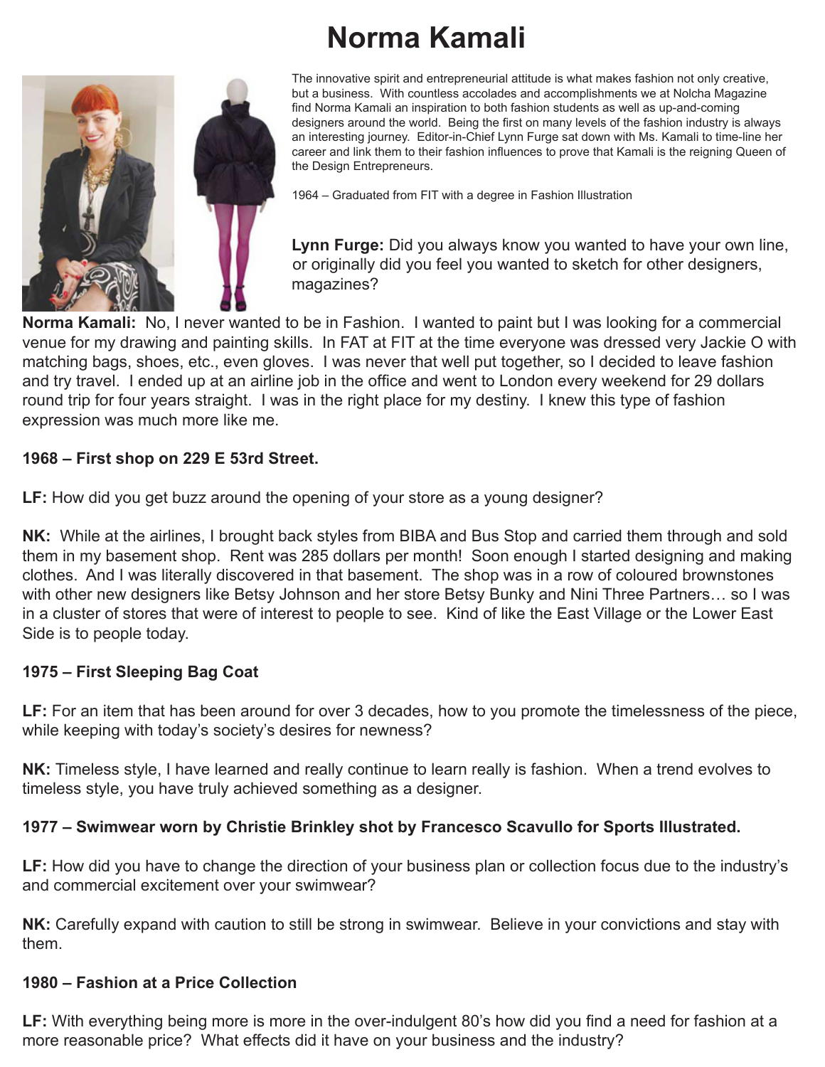# Norma Kamali

The innovative spirit and entrepreneurial attitude is what makes fashion not only creative, but a business. With countless accolades and accomplishments we at Nolcha Magazine find Norma Kamali an inspiration to both fashion students as well as up-and-coming designers around the world. Being the first on many levels of the fashion industry is always an interesting journey. Editor-in-Chief Lynn Furge sat down with Ms. Kamali to time-line her career and link them to their fashion influences to prove that Kamali is the reigning Queen of the Design Entrepreneurs.

1964 – Graduated from FIT with a degree in Fashion Illustration

**Lynn Furge:** Did you always know you wanted to have your own line, or originally did you feel you wanted to sketch for other designers, magazines?

**Norma Kamali:** No, I never wanted to be in Fashion. I wanted to paint but I was looking for a commercial venue for my drawing and painting skills. In FAT at FIT at the time everyone was dressed very Jackie O with matching bags, shoes, etc., even gloves. I was never that well put together, so I decided to leave fashion and try travel. I ended up at an airline job in the office and went to London every weekend for 29 dollars round trip for four years straight. I was in the right place for my destiny. I knew this type of fashion expression was much more like me.

**1968 – First shop on 229 E 53rd Street.**

**LF:** How did you get buzz around the opening of your store as a young designer?

**NK:** While at the airlines, I brought back styles from BIBA and Bus Stop and carried them through and sold them in my basement shop. Rent was 285 dollars per month! Soon enough I started designing and making clothes. And I was literally discovered in that basement. The shop was in a row of coloured brownstones with other new designers like Betsy Johnson and her store Betsy Bunky and Nini Three Partners… so I was in a cluster of stores that were of interest to people to see. Kind of like the East Village or the Lower East Side is to people today.

**1975 – First Sleeping Bag Coat**

**LF:** For an item that has been around for over 3 decades, how to you promote the timelessness of the piece, while keeping with today's society's desires for newness?

**NK:** Timeless style, I have learned and really continue to learn really is fashion. When a trend evolves to timeless style, you have truly achieved something as a designer.

**1977 – Swimwear worn by Christie Brinkley shot by Francesco Scavullo for Sports Illustrated.**

**LF:** How did you have to change the direction of your business plan or collection focus due to the industry's and commercial excitement over your swimwear?

**NK:** Carefully expand with caution to still be strong in swimwear. Believe in your convictions and stay with them.

**1980 – Fashion at a Price Collection**

**LF:** With everything being more is more in the over-indulgent 80's how did you find a need for fashion at a more reasonable price? What effects did it have on your business and the industry?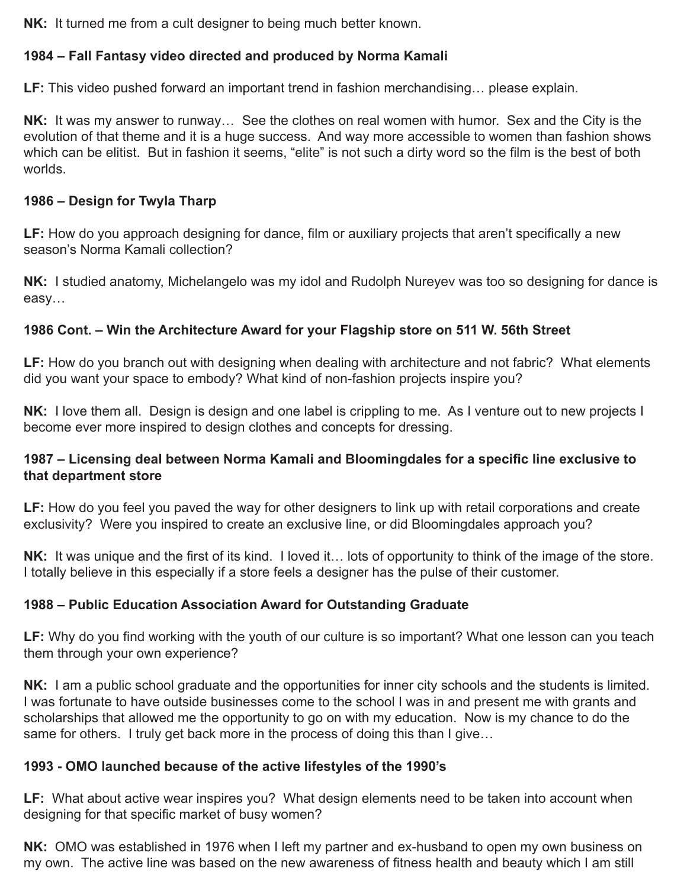**NK:** It turned me from a cult designer to being much better known.

**1984 – Fall Fantasy video directed and produced by Norma Kamali**

**LF:** This video pushed forward an important trend in fashion merchandising… please explain.

**NK:** It was my answer to runway… See the clothes on real women with humor. Sex and the City is the evolution of that theme and it is a huge success. And way more accessible to women than fashion shows which can be elitist. But in fashion it seems, "elite" is not such a dirty word so the film is the best of both worlds.

**1986 – Design for Twyla Tharp**

**LF:** How do you approach designing for dance, film or auxiliary projects that aren't specifically a new season's Norma Kamali collection?

**NK:** I studied anatomy, Michelangelo was my idol and Rudolph Nureyev was too so designing for dance is easy…

**1986 Cont. – Win the Architecture Award for your Flagship store on 511 W. 56th Street**

**LF:** How do you branch out with designing when dealing with architecture and not fabric? What elements did you want your space to embody? What kind of non-fashion projects inspire you?

**NK:** I love them all. Design is design and one label is crippling to me. As I venture out to new projects I become ever more inspired to design clothes and concepts for dressing.

**1987 – Licensing deal between Norma Kamali and Bloomingdales for a specific line exclusive to that department store**

**LF:** How do you feel you paved the way for other designers to link up with retail corporations and create exclusivity? Were you inspired to create an exclusive line, or did Bloomingdales approach you?

**NK:** It was unique and the first of its kind. I loved it… lots of opportunity to think of the image of the store. I totally believe in this especially if a store feels a designer has the pulse of their customer.

**1988 – Public Education Association Award for Outstanding Graduate**

**LF:** Why do you find working with the youth of our culture is so important? What one lesson can you teach them through your own experience?

**NK:** I am a public school graduate and the opportunities for inner city schools and the students is limited. I was fortunate to have outside businesses come to the school I was in and present me with grants and scholarships that allowed me the opportunity to go on with my education. Now is my chance to do the same for others. I truly get back more in the process of doing this than I give…

**1993 - OMO launched because of the active lifestyles of the 1990's**

**LF:** What about active wear inspires you? What design elements need to be taken into account when designing for that specific market of busy women?

**NK:** OMO was established in 1976 when I left my partner and ex-husband to open my own business on my own. The active line was based on the new awareness of fitness health and beauty which I am still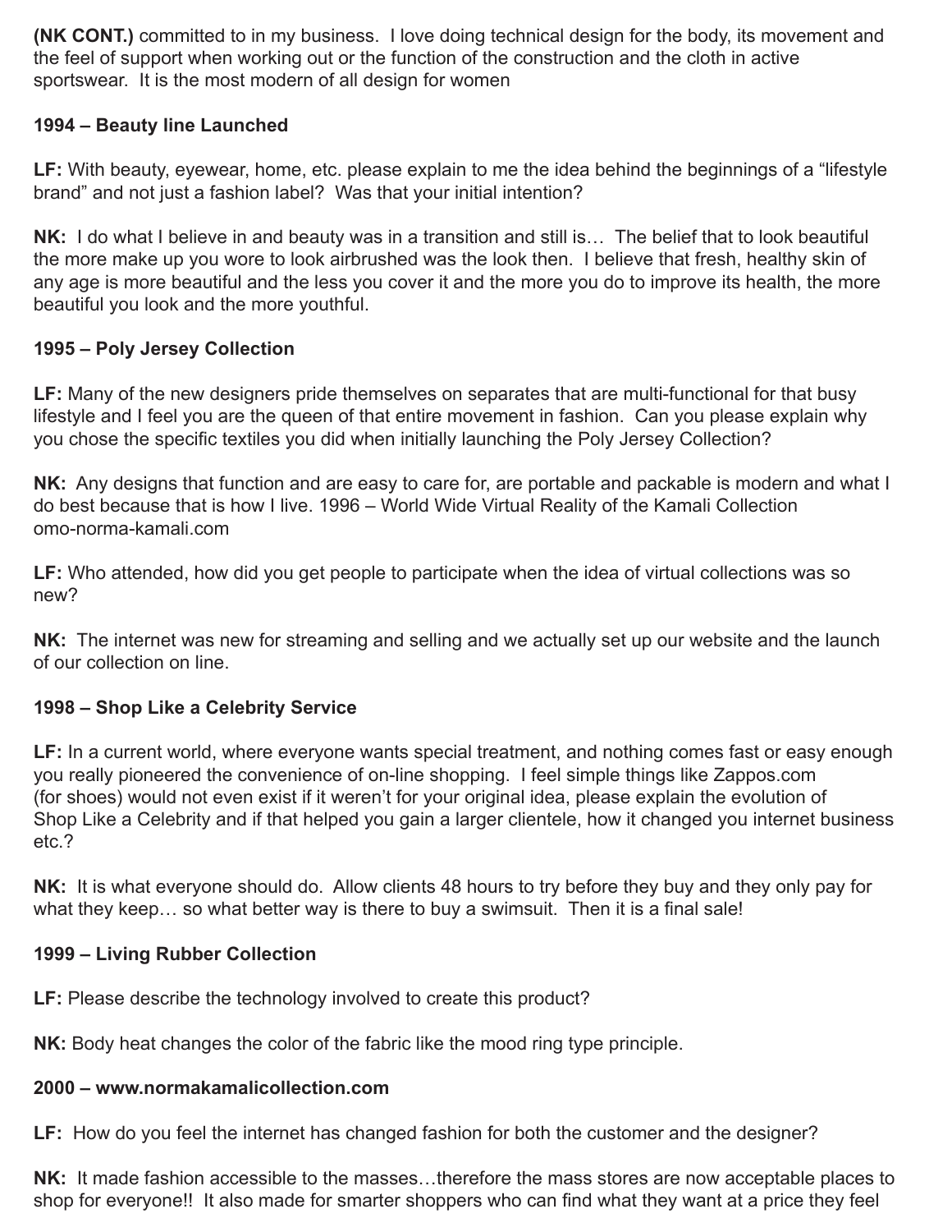**(NK CONT.)** committed to in my business. I love doing technical design for the body, its movement and the feel of support when working out or the function of the construction and the cloth in active sportswear. It is the most modern of all design for women

**1994 – Beauty line Launched**

**LF:** With beauty, eyewear, home, etc. please explain to me the idea behind the beginnings of a "lifestyle brand" and not just a fashion label? Was that your initial intention?

**NK:** I do what I believe in and beauty was in a transition and still is… The belief that to look beautiful the more make up you wore to look airbrushed was the look then. I believe that fresh, healthy skin of any age is more beautiful and the less you cover it and the more you do to improve its health, the more beautiful you look and the more youthful.

**1995 – Poly Jersey Collection**

**LF:** Many of the new designers pride themselves on separates that are multi-functional for that busy lifestyle and I feel you are the queen of that entire movement in fashion. Can you please explain why you chose the specific textiles you did when initially launching the Poly Jersey Collection?

**NK:** Any designs that function and are easy to care for, are portable and packable is modern and what I do best because that is how I live. 1996 – World Wide Virtual Reality of the Kamali Collection omo-norma-kamali.com

**LF:** Who attended, how did you get people to participate when the idea of virtual collections was so new?

**NK:** The internet was new for streaming and selling and we actually set up our website and the launch of our collection on line.

**1998 – Shop Like a Celebrity Service**

**LF:** In a current world, where everyone wants special treatment, and nothing comes fast or easy enough you really pioneered the convenience of on-line shopping. I feel simple things like Zappos.com (for shoes) would not even exist if it weren't for your original idea, please explain the evolution of Shop Like a Celebrity and if that helped you gain a larger clientele, how it changed you internet business etc.?

**NK:** It is what everyone should do. Allow clients 48 hours to try before they buy and they only pay for what they keep… so what better way is there to buy a swimsuit. Then it is a final sale!

**1999 – Living Rubber Collection**

**LF:** Please describe the technology involved to create this product?

**NK:** Body heat changes the color of the fabric like the mood ring type principle.

**2000 – www.normakamalicollection.com**

**LF:** How do you feel the internet has changed fashion for both the customer and the designer?

**NK:** It made fashion accessible to the masses…therefore the mass stores are now acceptable places to shop for everyone!! It also made for smarter shoppers who can find what they want at a price they feel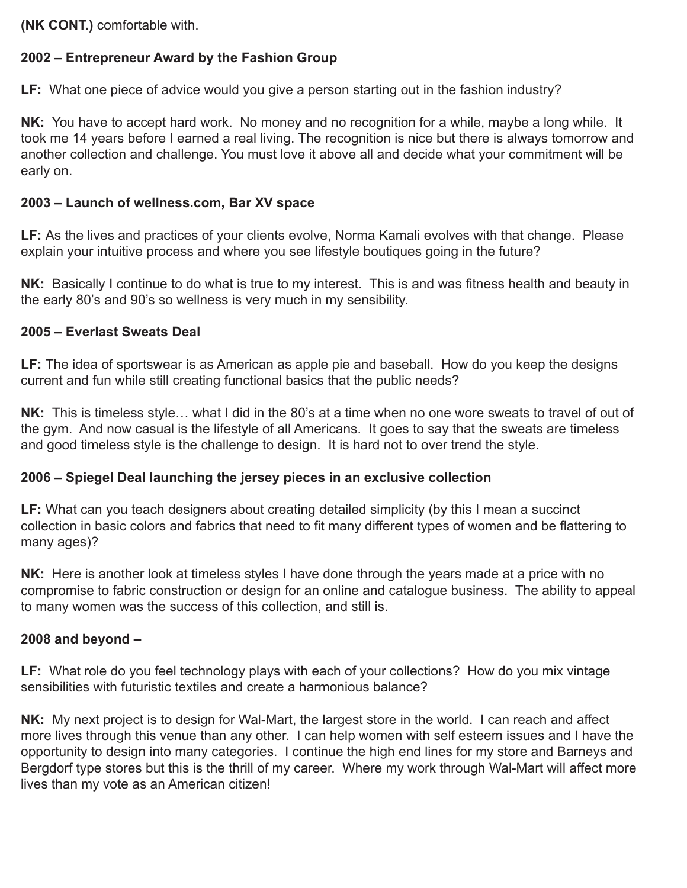**(NK CONT.)** comfortable with.

**2002 – Entrepreneur Award by the Fashion Group**

**LF:** What one piece of advice would you give a person starting out in the fashion industry?

**NK:** You have to accept hard work. No money and no recognition for a while, maybe a long while. It took me 14 years before I earned a real living. The recognition is nice but there is always tomorrow and another collection and challenge. You must love it above all and decide what your commitment will be early on.

**2003 – Launch of wellness.com, Bar XV space**

**LF:** As the lives and practices of your clients evolve, Norma Kamali evolves with that change. Please explain your intuitive process and where you see lifestyle boutiques going in the future?

**NK:** Basically I continue to do what is true to my interest. This is and was fitness health and beauty in the early 80's and 90's so wellness is very much in my sensibility.

**2005 – Everlast Sweats Deal**

**LF:** The idea of sportswear is as American as apple pie and baseball. How do you keep the designs current and fun while still creating functional basics that the public needs?

**NK:** This is timeless style… what I did in the 80's at a time when no one wore sweats to travel of out of the gym. And now casual is the lifestyle of all Americans. It goes to say that the sweats are timeless and good timeless style is the challenge to design. It is hard not to over trend the style.

**2006 – Spiegel Deal launching the jersey pieces in an exclusive collection**

**LF:** What can you teach designers about creating detailed simplicity (by this I mean a succinct collection in basic colors and fabrics that need to fit many different types of women and be flattering to many ages)?

**NK:** Here is another look at timeless styles I have done through the years made at a price with no compromise to fabric construction or design for an online and catalogue business. The ability to appeal to many women was the success of this collection, and still is.

**2008 and beyond –**

**LF:** What role do you feel technology plays with each of your collections? How do you mix vintage sensibilities with futuristic textiles and create a harmonious balance?

**NK:** My next project is to design for Wal-Mart, the largest store in the world. I can reach and affect more lives through this venue than any other. I can help women with self esteem issues and I have the opportunity to design into many categories. I continue the high end lines for my store and Barneys and Bergdorf type stores but this is the thrill of my career. Where my work through Wal-Mart will affect more lives than my vote as an American citizen!